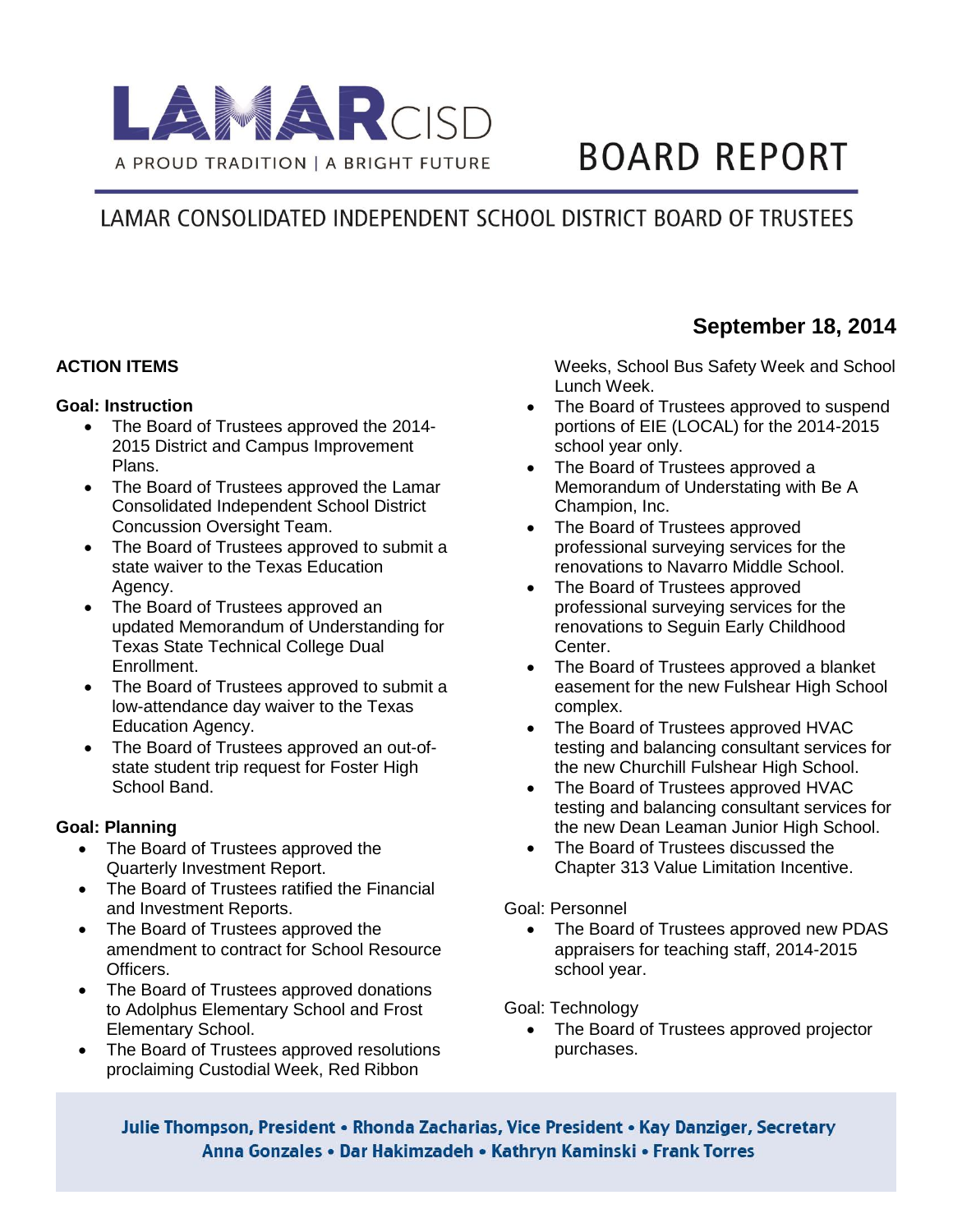# LAMAR CISD

A PROUD TRADITION | A BRIGHT FUTURE

# BOARD REPORT

## LAMAR CONSOLIDATED INDEPENDENT SCHOOL DISTRICT BOARD OF TRUSTEES

**September 18, 2014**

**ACTION ITEMS**

**Goal: Instruction**

- The Board of Trustees approved the 2014-2015 District and Campus Improvement Plans.
- The Board of Trustees approved the Lamar Consolidated Independent School District Concussion Oversight Team.
- The Board of Trustees approved to submit a state waiver to the Texas Education Agency.
- The Board of Trustees approved an updated Memorandum of Understanding for Texas State Technical College Dual Enrollment.
- The Board of Trustees approved to submit a low-attendance day waiver to the Texas Education Agency.
- The Board of Trustees approved an out-of-state student trip request for Foster High School Band.

**Goal: Planning**

- The Board of Trustees approved the Quarterly Investment Report.
- The Board of Trustees ratified the Financial and Investment Reports.
- The Board of Trustees approved the amendment to contract for School Resource Officers.
- The Board of Trustees approved donations to Adolphus Elementary School and Frost Elementary School.
- The Board of Trustees approved resolutions proclaiming Custodial Week, Red Ribbon Weeks, School Bus Safety Week and School Lunch Week.
- The Board of Trustees approved to suspend portions of EIE (LOCAL) for the 2014-2015 school year only.
- The Board of Trustees approved a Memorandum of Understating with Be A Champion, Inc.
- The Board of Trustees approved professional surveying services for the renovations to Navarro Middle School.
- The Board of Trustees approved professional surveying services for the renovations to Seguin Early Childhood Center.
- The Board of Trustees approved a blanket easement for the new Fulshear High School complex.
- The Board of Trustees approved HVAC testing and balancing consultant services for the new Churchill Fulshear High School.
- The Board of Trustees approved HVAC testing and balancing consultant services for the new Dean Leaman Junior High School.
- The Board of Trustees discussed the Chapter 313 Value Limitation Incentive.

Goal: Personnel

- The Board of Trustees approved new PDAS appraisers for teaching staff, 2014-2015 school year.

Goal: Technology

- The Board of Trustees approved projector purchases.

**Julie Thompson, President • Rhonda Zacharias, Vice President • Kay Danziger, Secretary**
**Anna Gonzales • Dar Hakimzadeh • Kathryn Kaminski • Frank Torres**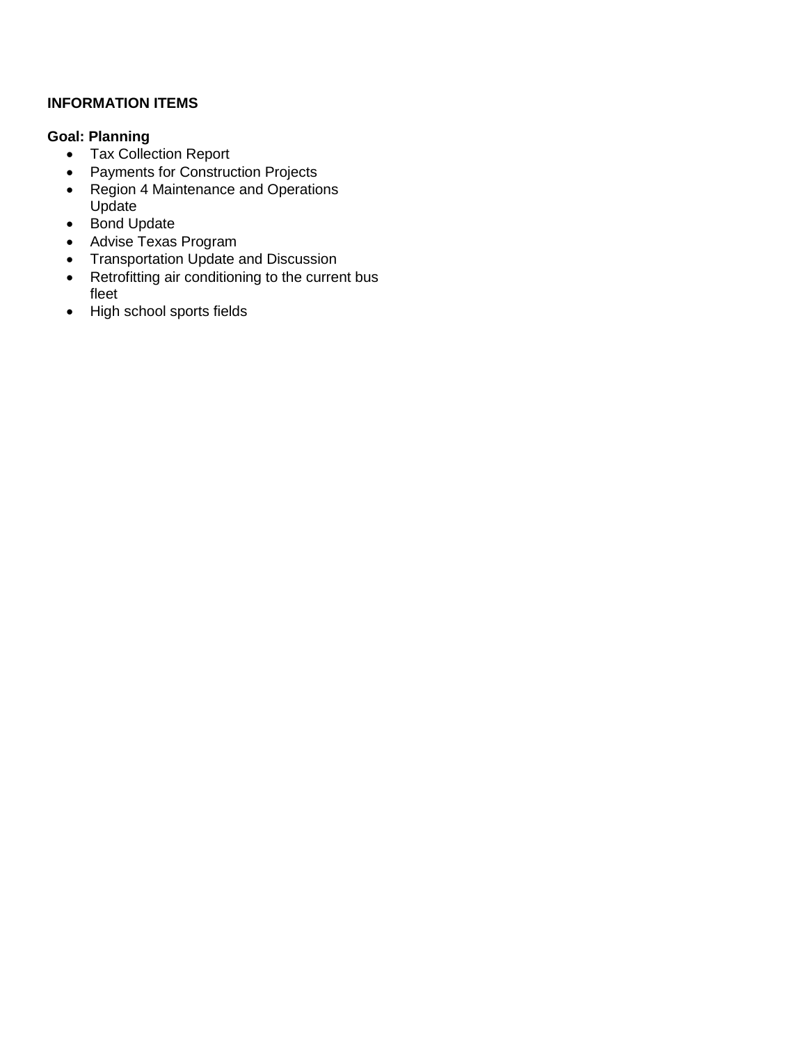**INFORMATION ITEMS**

**Goal: Planning**

- Tax Collection Report
- Payments for Construction Projects
- Region 4 Maintenance and Operations Update
- Bond Update
- Advise Texas Program
- Transportation Update and Discussion
- Retrofitting air conditioning to the current bus fleet
- High school sports fields